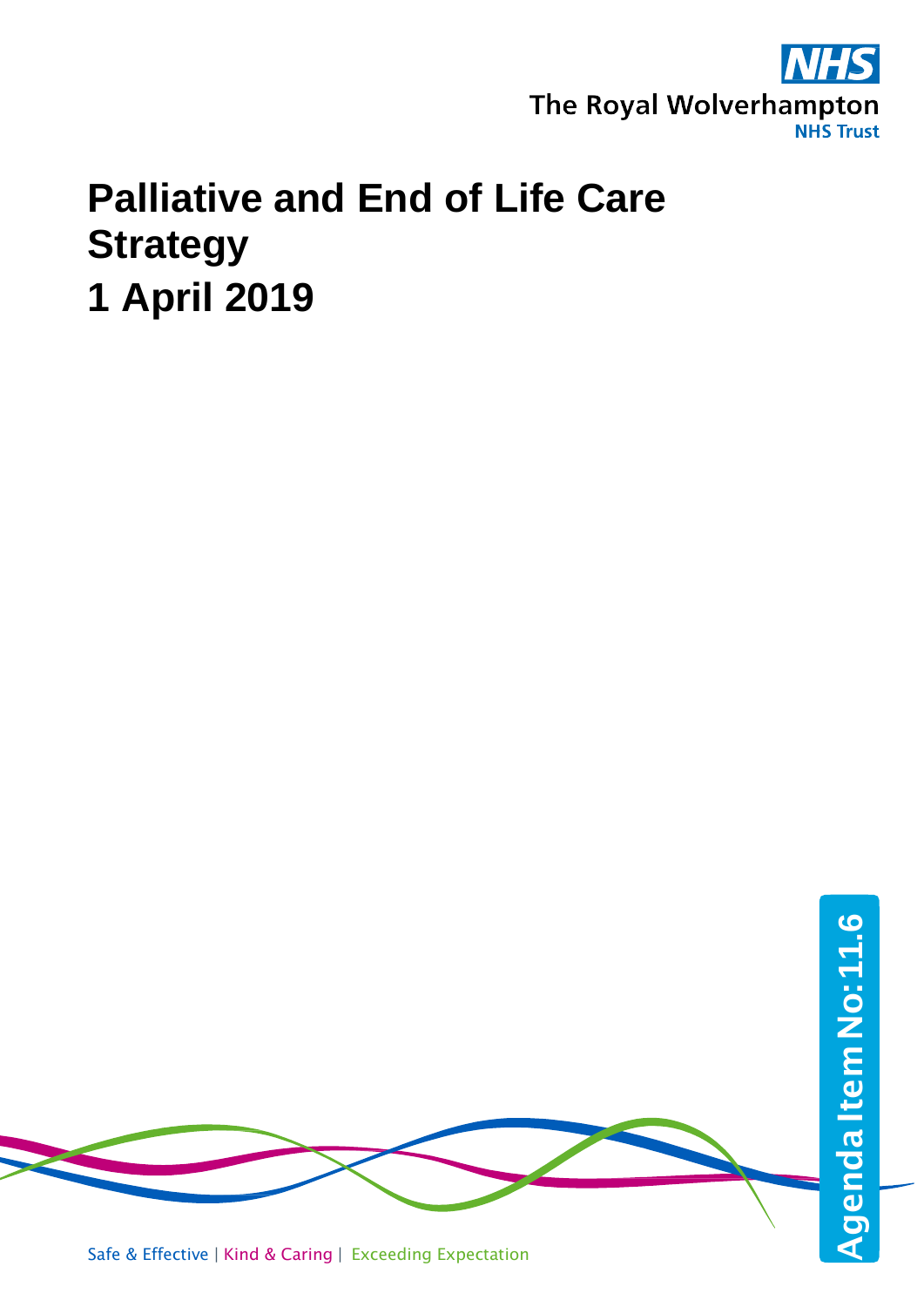NHS

The Royal Wolverhampton
NHS Trust

# Palliative and End of Life Care Strategy
# 1 April 2019

Agenda Item No: 11.6

Safe & Effective | Kind & Caring | Exceeding Expectation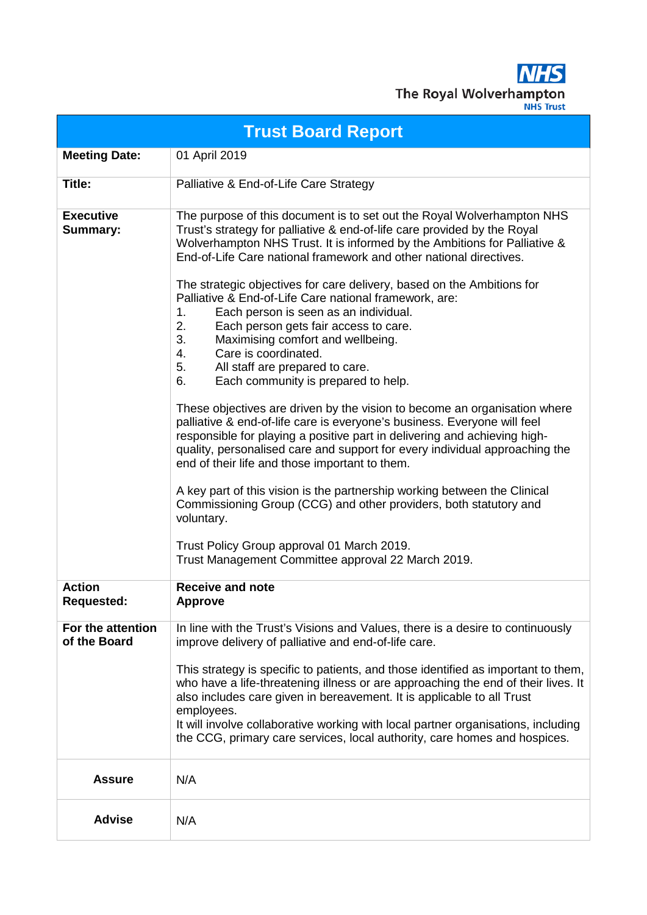The Royal Wolverhampton NHS Trust

# Trust Board Report

| | |
|---|---|
| **Meeting Date:** | 01 April 2019 |
| **Title:** | Palliative & End-of-Life Care Strategy |
| **Executive Summary:** | The purpose of this document is to set out the Royal Wolverhampton NHS Trust's strategy for palliative & end-of-life care provided by the Royal Wolverhampton NHS Trust. It is informed by the Ambitions for Palliative & End-of-Life Care national framework and other national directives.<br><br>The strategic objectives for care delivery, based on the Ambitions for Palliative & End-of-Life Care national framework, are:<br>1. Each person is seen as an individual.<br>2. Each person gets fair access to care.<br>3. Maximising comfort and wellbeing.<br>4. Care is coordinated.<br>5. All staff are prepared to care.<br>6. Each community is prepared to help.<br><br>These objectives are driven by the vision to become an organisation where palliative & end-of-life care is everyone's business. Everyone will feel responsible for playing a positive part in delivering and achieving high-quality, personalised care and support for every individual approaching the end of their life and those important to them.<br><br>A key part of this vision is the partnership working between the Clinical Commissioning Group (CCG) and other providers, both statutory and voluntary.<br><br>Trust Policy Group approval 01 March 2019.<br>Trust Management Committee approval 22 March 2019. |
| **Action Requested:** | **Receive and note**<br>**Approve** |
| **For the attention of the Board** | In line with the Trust's Visions and Values, there is a desire to continuously improve delivery of palliative and end-of-life care.<br><br>This strategy is specific to patients, and those identified as important to them, who have a life-threatening illness or are approaching the end of their lives. It also includes care given in bereavement. It is applicable to all Trust employees.<br>It will involve collaborative working with local partner organisations, including the CCG, primary care services, local authority, care homes and hospices. |
| **Assure** | N/A |
| **Advise** | N/A |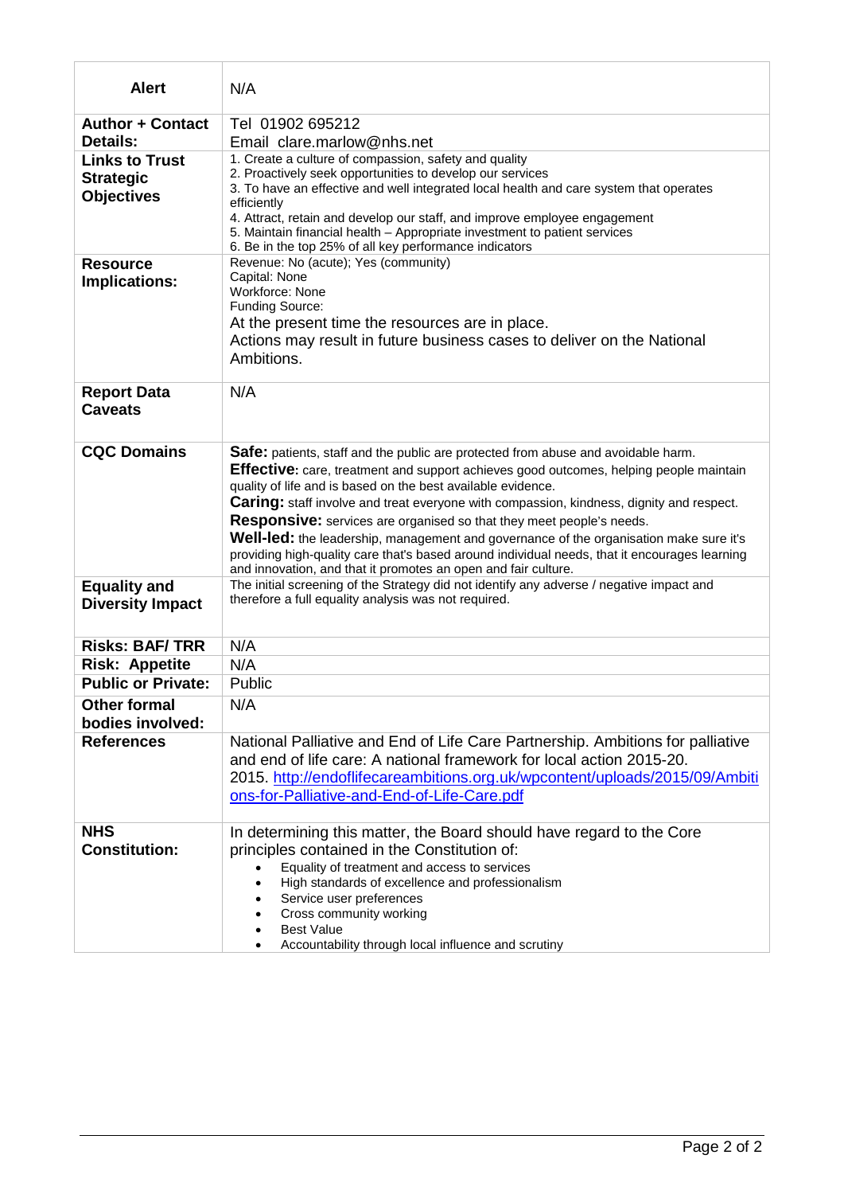| **Alert** | N/A |
|---|---|
| **Author + Contact Details:** | Tel 01902 695212<br>Email clare.marlow@nhs.net |
| **Links to Trust Strategic Objectives** | 1. Create a culture of compassion, safety and quality<br>2. Proactively seek opportunities to develop our services<br>3. To have an effective and well integrated local health and care system that operates efficiently<br>4. Attract, retain and develop our staff, and improve employee engagement<br>5. Maintain financial health – Appropriate investment to patient services<br>6. Be in the top 25% of all key performance indicators |
| **Resource Implications:** | Revenue: No (acute); Yes (community)<br>Capital: None<br>Workforce: None<br>Funding Source:<br>At the present time the resources are in place.<br>Actions may result in future business cases to deliver on the National Ambitions. |
| **Report Data Caveats** | N/A |
| **CQC Domains** | **Safe:** patients, staff and the public are protected from abuse and avoidable harm.<br>**Effective:** care, treatment and support achieves good outcomes, helping people maintain quality of life and is based on the best available evidence.<br>**Caring:** staff involve and treat everyone with compassion, kindness, dignity and respect.<br>**Responsive:** services are organised so that they meet people's needs.<br>**Well-led:** the leadership, management and governance of the organisation make sure it's providing high-quality care that's based around individual needs, that it encourages learning and innovation, and that it promotes an open and fair culture. |
| **Equality and Diversity Impact** | The initial screening of the Strategy did not identify any adverse / negative impact and therefore a full equality analysis was not required. |
| **Risks: BAF/ TRR** | N/A |
| **Risk: Appetite** | N/A |
| **Public or Private:** | Public |
| **Other formal bodies involved:** | N/A |
| **References** | National Palliative and End of Life Care Partnership. Ambitions for palliative and end of life care: A national framework for local action 2015-20. 2015. http://endoflifecareambitions.org.uk/wpcontent/uploads/2015/09/Ambitions-for-Palliative-and-End-of-Life-Care.pdf |
| **NHS Constitution:** | In determining this matter, the Board should have regard to the Core principles contained in the Constitution of:<br>• Equality of treatment and access to services<br>• High standards of excellence and professionalism<br>• Service user preferences<br>• Cross community working<br>• Best Value<br>• Accountability through local influence and scrutiny |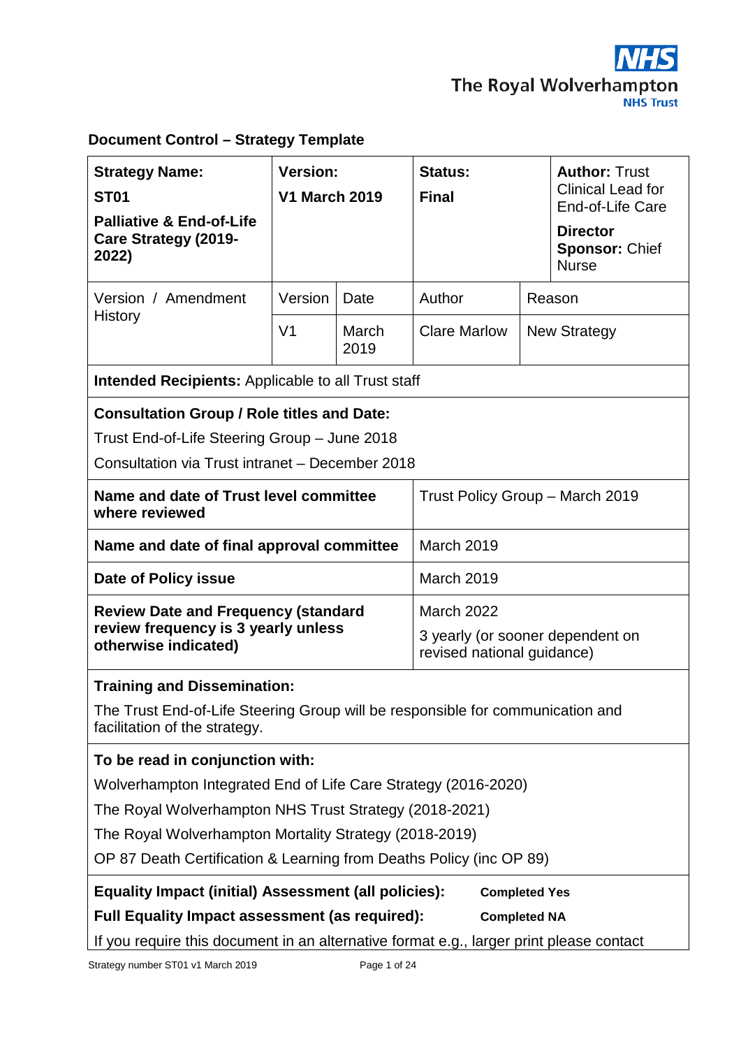## Document Control – Strategy Template

| **Strategy Name:** **ST01** **Palliative & End-of-Life Care Strategy (2019-2022)** | **Version:** **V1 March 2019** | | **Status:** **Final** | | **Author:** Trust Clinical Lead for End-of-Life Care **Director Sponsor:** Chief Nurse |
|---|---|---|---|---|---|
| Version / Amendment History | Version | Date | Author | Reason | |
| | V1 | March 2019 | Clare Marlow | New Strategy | |
| **Intended Recipients:** Applicable to all Trust staff | | | | | |
| **Consultation Group / Role titles and Date:** Trust End-of-Life Steering Group – June 2018 Consultation via Trust intranet – December 2018 | | | | | |
| **Name and date of Trust level committee where reviewed** | | | Trust Policy Group – March 2019 | | |
| **Name and date of final approval committee** | | | March 2019 | | |
| **Date of Policy issue** | | | March 2019 | | |
| **Review Date and Frequency (standard review frequency is 3 yearly unless otherwise indicated)** | | | March 2022 3 yearly (or sooner dependent on revised national guidance) | | |
| **Training and Dissemination:** The Trust End-of-Life Steering Group will be responsible for communication and facilitation of the strategy. | | | | | |
| **To be read in conjunction with:** Wolverhampton Integrated End of Life Care Strategy (2016-2020) The Royal Wolverhampton NHS Trust Strategy (2018-2021) The Royal Wolverhampton Mortality Strategy (2018-2019) OP 87 Death Certification & Learning from Deaths Policy (inc OP 89) | | | | | |
| **Equality Impact (initial) Assessment (all policies):** **Completed Yes** **Full Equality Impact assessment (as required):** **Completed NA** If you require this document in an alternative format e.g., larger print please contact | | | | | |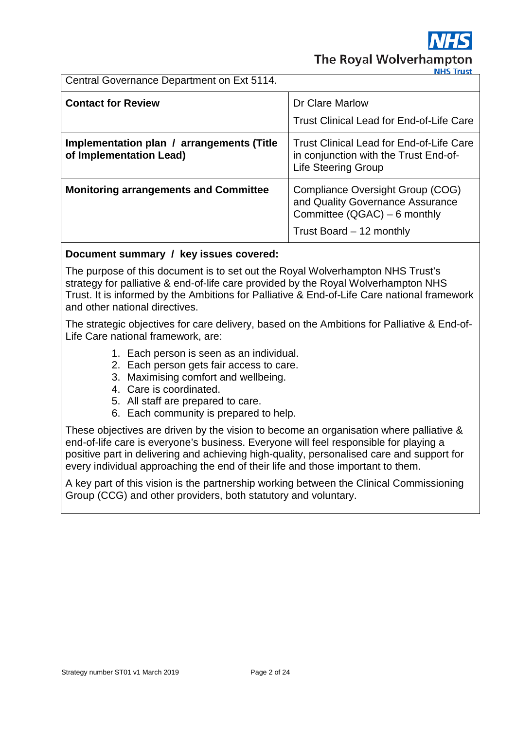Central Governance Department on Ext 5114.

| | |
|---|---|
| **Contact for Review** | Dr Clare Marlow<br>Trust Clinical Lead for End-of-Life Care |
| **Implementation plan / arrangements (Title of Implementation Lead)** | Trust Clinical Lead for End-of-Life Care in conjunction with the Trust End-of-Life Steering Group |
| **Monitoring arrangements and Committee** | Compliance Oversight Group (COG) and Quality Governance Assurance Committee (QGAC) – 6 monthly<br>Trust Board – 12 monthly |

**Document summary / key issues covered:**

The purpose of this document is to set out the Royal Wolverhampton NHS Trust's strategy for palliative & end-of-life care provided by the Royal Wolverhampton NHS Trust. It is informed by the Ambitions for Palliative & End-of-Life Care national framework and other national directives.

The strategic objectives for care delivery, based on the Ambitions for Palliative & End-of-Life Care national framework, are:

1. Each person is seen as an individual.
2. Each person gets fair access to care.
3. Maximising comfort and wellbeing.
4. Care is coordinated.
5. All staff are prepared to care.
6. Each community is prepared to help.

These objectives are driven by the vision to become an organisation where palliative & end-of-life care is everyone's business. Everyone will feel responsible for playing a positive part in delivering and achieving high-quality, personalised care and support for every individual approaching the end of their life and those important to them.

A key part of this vision is the partnership working between the Clinical Commissioning Group (CCG) and other providers, both statutory and voluntary.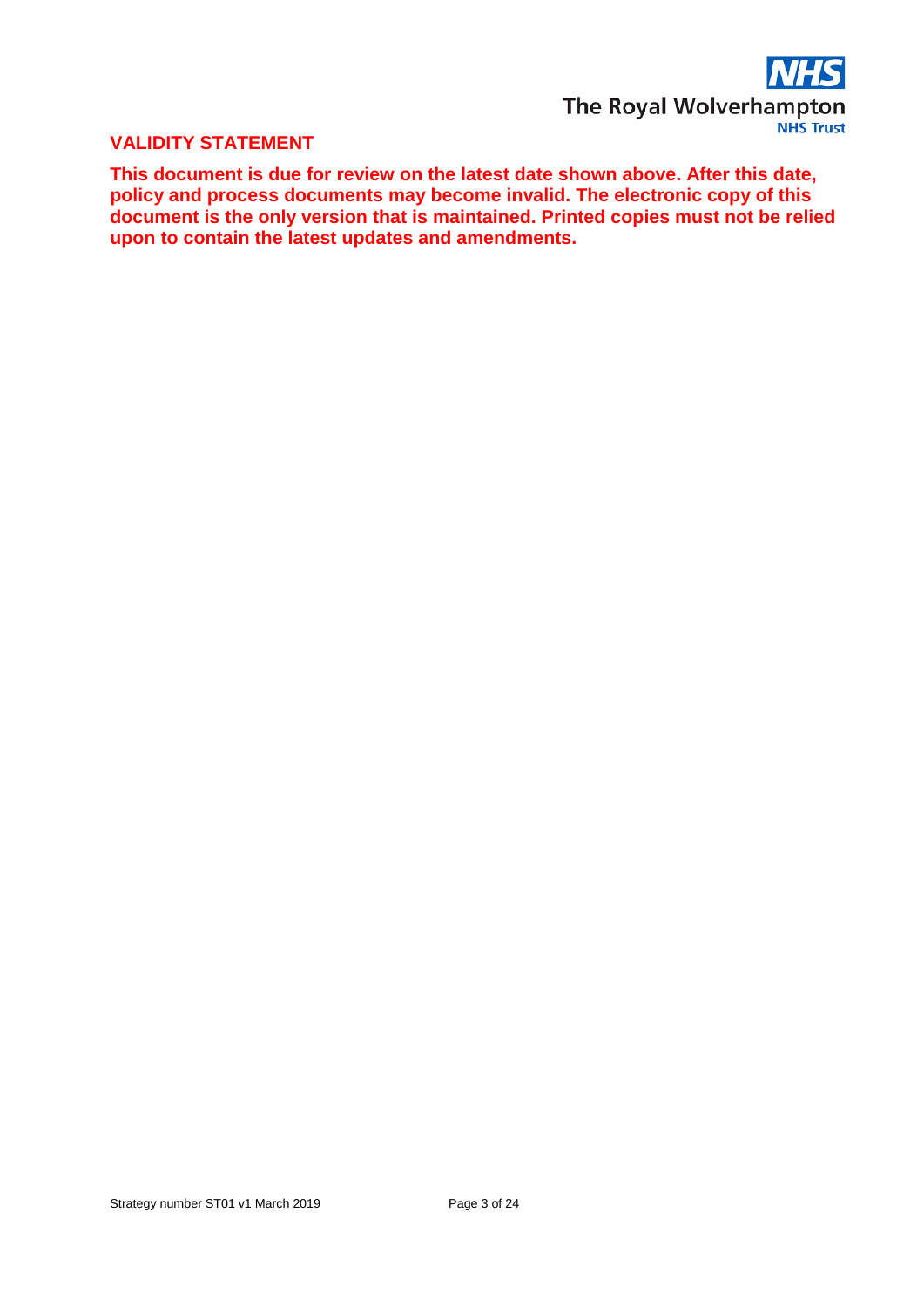## VALIDITY STATEMENT

**This document is due for review on the latest date shown above. After this date, policy and process documents may become invalid. The electronic copy of this document is the only version that is maintained. Printed copies must not be relied upon to contain the latest updates and amendments.**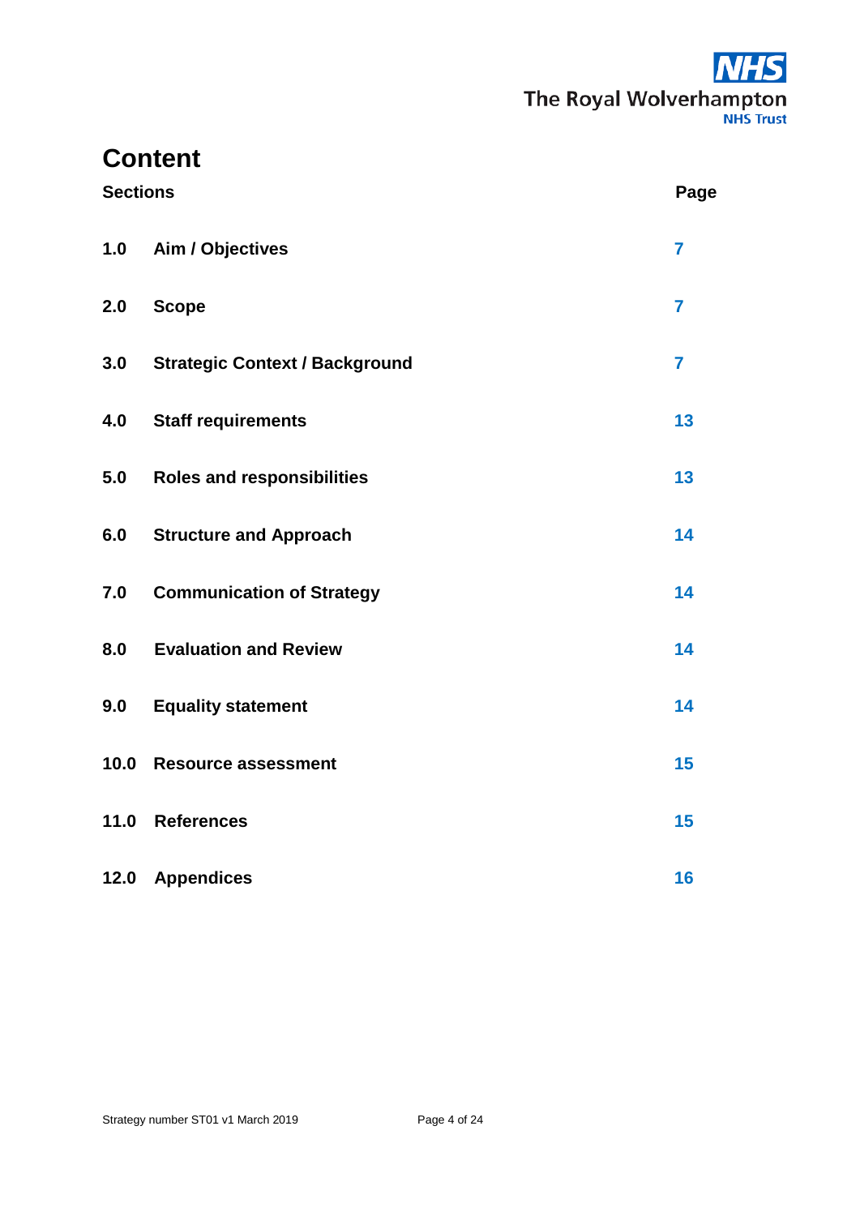# Content

| Sections | | Page |
|---|---|---|
| 1.0 | Aim / Objectives | 7 |
| 2.0 | Scope | 7 |
| 3.0 | Strategic Context / Background | 7 |
| 4.0 | Staff requirements | 13 |
| 5.0 | Roles and responsibilities | 13 |
| 6.0 | Structure and Approach | 14 |
| 7.0 | Communication of Strategy | 14 |
| 8.0 | Evaluation and Review | 14 |
| 9.0 | Equality statement | 14 |
| 10.0 | Resource assessment | 15 |
| 11.0 | References | 15 |
| 12.0 | Appendices | 16 |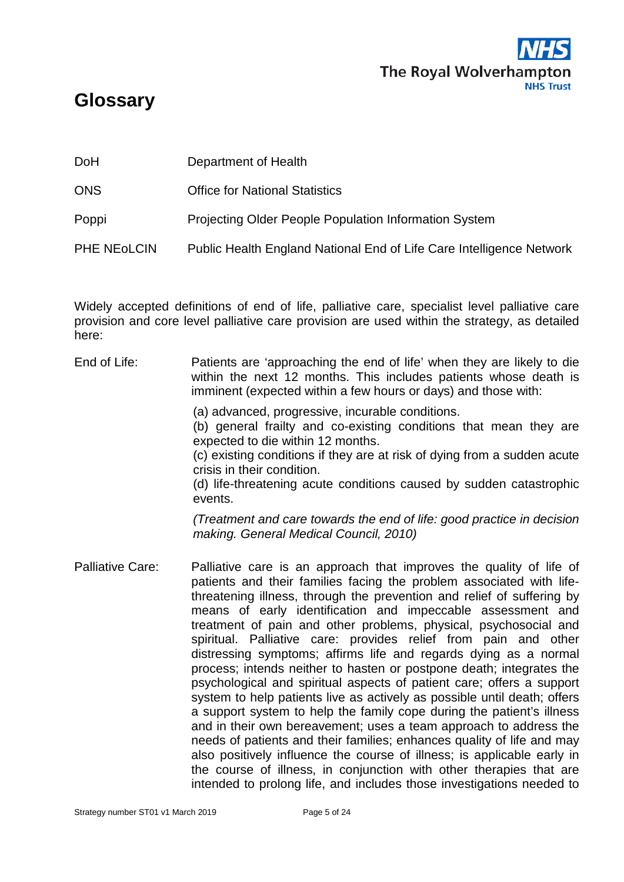# Glossary

| | |
|---|---|
| DoH | Department of Health |
| ONS | Office for National Statistics |
| Poppi | Projecting Older People Population Information System |
| PHE NEoLCIN | Public Health England National End of Life Care Intelligence Network |

Widely accepted definitions of end of life, palliative care, specialist level palliative care provision and core level palliative care provision are used within the strategy, as detailed here:

End of Life: Patients are 'approaching the end of life' when they are likely to die within the next 12 months. This includes patients whose death is imminent (expected within a few hours or days) and those with:

(a) advanced, progressive, incurable conditions.
(b) general frailty and co-existing conditions that mean they are expected to die within 12 months.
(c) existing conditions if they are at risk of dying from a sudden acute crisis in their condition.
(d) life-threatening acute conditions caused by sudden catastrophic events.

*(Treatment and care towards the end of life: good practice in decision making. General Medical Council, 2010)*

Palliative Care: Palliative care is an approach that improves the quality of life of patients and their families facing the problem associated with life-threatening illness, through the prevention and relief of suffering by means of early identification and impeccable assessment and treatment of pain and other problems, physical, psychosocial and spiritual. Palliative care: provides relief from pain and other distressing symptoms; affirms life and regards dying as a normal process; intends neither to hasten or postpone death; integrates the psychological and spiritual aspects of patient care; offers a support system to help patients live as actively as possible until death; offers a support system to help the family cope during the patient's illness and in their own bereavement; uses a team approach to address the needs of patients and their families; enhances quality of life and may also positively influence the course of illness; is applicable early in the course of illness, in conjunction with other therapies that are intended to prolong life, and includes those investigations needed to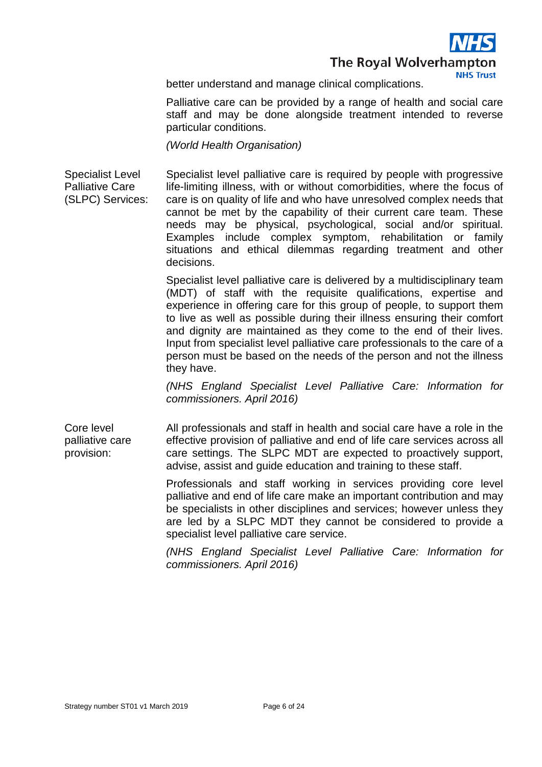better understand and manage clinical complications.

Palliative care can be provided by a range of health and social care staff and may be done alongside treatment intended to reverse particular conditions.

*(World Health Organisation)*

| | |
|---|---|
| Specialist Level Palliative Care (SLPC) Services: | Specialist level palliative care is required by people with progressive life-limiting illness, with or without comorbidities, where the focus of care is on quality of life and who have unresolved complex needs that cannot be met by the capability of their current care team. These needs may be physical, psychological, social and/or spiritual. Examples include complex symptom, rehabilitation or family situations and ethical dilemmas regarding treatment and other decisions.<br><br>Specialist level palliative care is delivered by a multidisciplinary team (MDT) of staff with the requisite qualifications, expertise and experience in offering care for this group of people, to support them to live as well as possible during their illness ensuring their comfort and dignity are maintained as they come to the end of their lives. Input from specialist level palliative care professionals to the care of a person must be based on the needs of the person and not the illness they have.<br><br>*(NHS England Specialist Level Palliative Care: Information for commissioners. April 2016)* |
| Core level palliative care provision: | All professionals and staff in health and social care have a role in the effective provision of palliative and end of life care services across all care settings. The SLPC MDT are expected to proactively support, advise, assist and guide education and training to these staff.<br><br>Professionals and staff working in services providing core level palliative and end of life care make an important contribution and may be specialists in other disciplines and services; however unless they are led by a SLPC MDT they cannot be considered to provide a specialist level palliative care service.<br><br>*(NHS England Specialist Level Palliative Care: Information for commissioners. April 2016)* |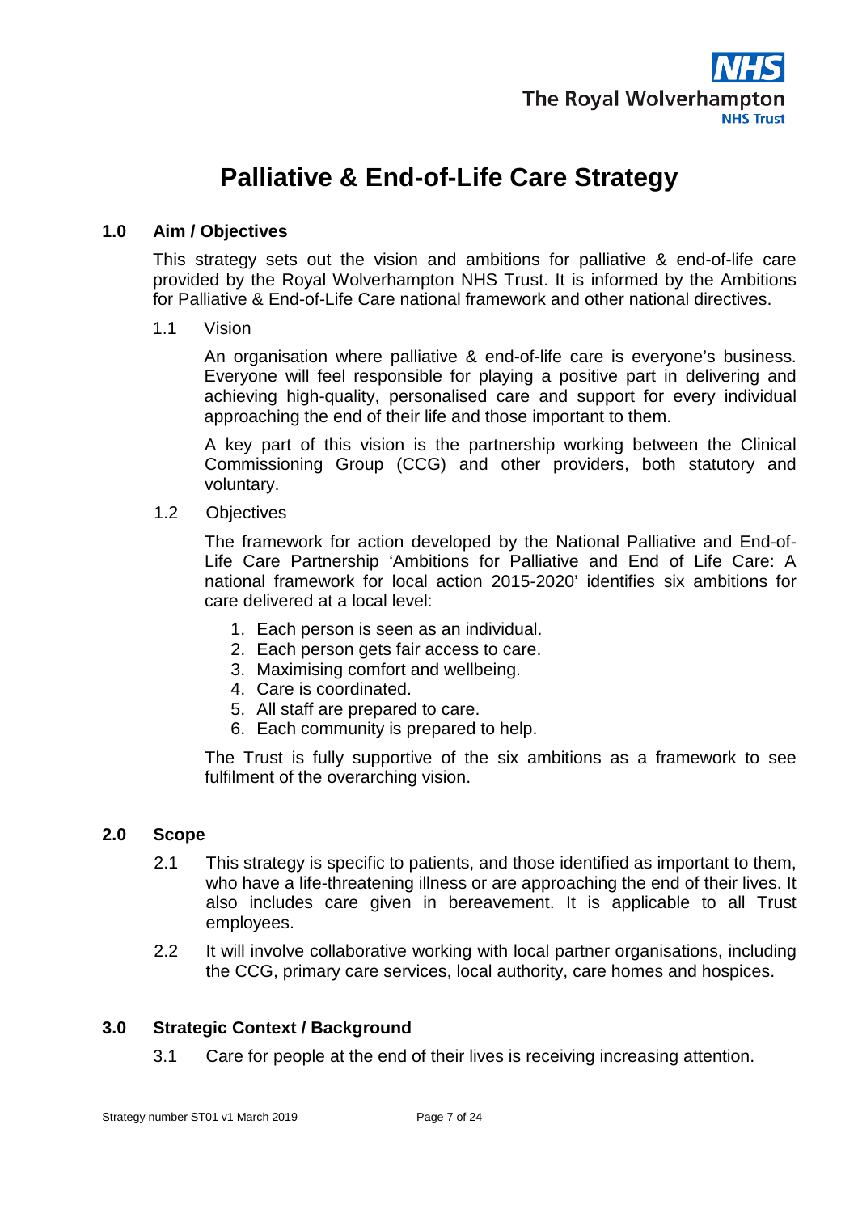# Palliative & End-of-Life Care Strategy

## 1.0 Aim / Objectives

This strategy sets out the vision and ambitions for palliative & end-of-life care provided by the Royal Wolverhampton NHS Trust. It is informed by the Ambitions for Palliative & End-of-Life Care national framework and other national directives.

### 1.1 Vision

An organisation where palliative & end-of-life care is everyone's business. Everyone will feel responsible for playing a positive part in delivering and achieving high-quality, personalised care and support for every individual approaching the end of their life and those important to them.

A key part of this vision is the partnership working between the Clinical Commissioning Group (CCG) and other providers, both statutory and voluntary.

### 1.2 Objectives

The framework for action developed by the National Palliative and End-of-Life Care Partnership 'Ambitions for Palliative and End of Life Care: A national framework for local action 2015-2020' identifies six ambitions for care delivered at a local level:

1. Each person is seen as an individual.
2. Each person gets fair access to care.
3. Maximising comfort and wellbeing.
4. Care is coordinated.
5. All staff are prepared to care.
6. Each community is prepared to help.

The Trust is fully supportive of the six ambitions as a framework to see fulfilment of the overarching vision.

## 2.0 Scope

2.1 This strategy is specific to patients, and those identified as important to them, who have a life-threatening illness or are approaching the end of their lives. It also includes care given in bereavement. It is applicable to all Trust employees.

2.2 It will involve collaborative working with local partner organisations, including the CCG, primary care services, local authority, care homes and hospices.

## 3.0 Strategic Context / Background

3.1 Care for people at the end of their lives is receiving increasing attention.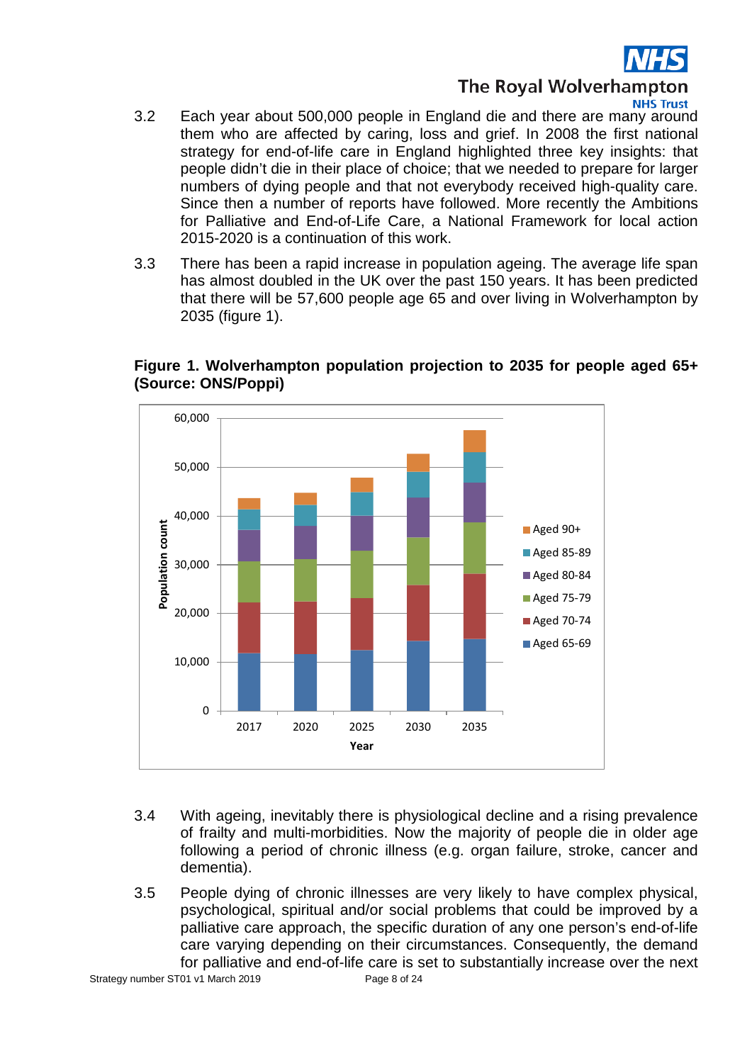3.2 Each year about 500,000 people in England die and there are many around them who are affected by caring, loss and grief. In 2008 the first national strategy for end-of-life care in England highlighted three key insights: that people didn't die in their place of choice; that we needed to prepare for larger numbers of dying people and that not everybody received high-quality care. Since then a number of reports have followed. More recently the Ambitions for Palliative and End-of-Life Care, a National Framework for local action 2015-2020 is a continuation of this work.

3.3 There has been a rapid increase in population ageing. The average life span has almost doubled in the UK over the past 150 years. It has been predicted that there will be 57,600 people age 65 and over living in Wolverhampton by 2035 (figure 1).

**Figure 1. Wolverhampton population projection to 2035 for people aged 65+ (Source: ONS/Poppi)**

3.4 With ageing, inevitably there is physiological decline and a rising prevalence of frailty and multi-morbidities. Now the majority of people die in older age following a period of chronic illness (e.g. organ failure, stroke, cancer and dementia).

3.5 People dying of chronic illnesses are very likely to have complex physical, psychological, spiritual and/or social problems that could be improved by a palliative care approach, the specific duration of any one person's end-of-life care varying depending on their circumstances. Consequently, the demand for palliative and end-of-life care is set to substantially increase over the next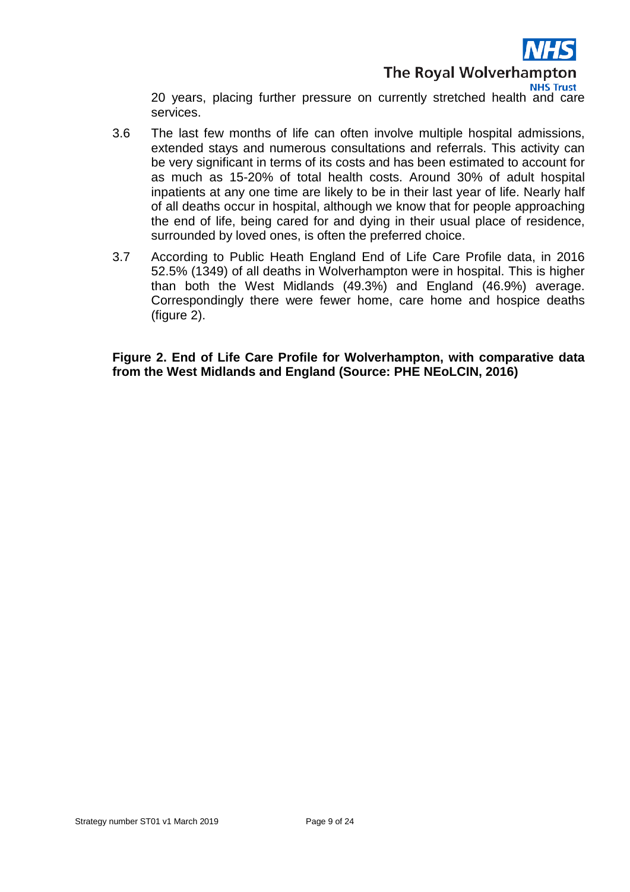20 years, placing further pressure on currently stretched health and care services.

3.6 The last few months of life can often involve multiple hospital admissions, extended stays and numerous consultations and referrals. This activity can be very significant in terms of its costs and has been estimated to account for as much as 15-20% of total health costs. Around 30% of adult hospital inpatients at any one time are likely to be in their last year of life. Nearly half of all deaths occur in hospital, although we know that for people approaching the end of life, being cared for and dying in their usual place of residence, surrounded by loved ones, is often the preferred choice.

3.7 According to Public Heath England End of Life Care Profile data, in 2016 52.5% (1349) of all deaths in Wolverhampton were in hospital. This is higher than both the West Midlands (49.3%) and England (46.9%) average. Correspondingly there were fewer home, care home and hospice deaths (figure 2).

**Figure 2. End of Life Care Profile for Wolverhampton, with comparative data from the West Midlands and England (Source: PHE NEoLCIN, 2016)**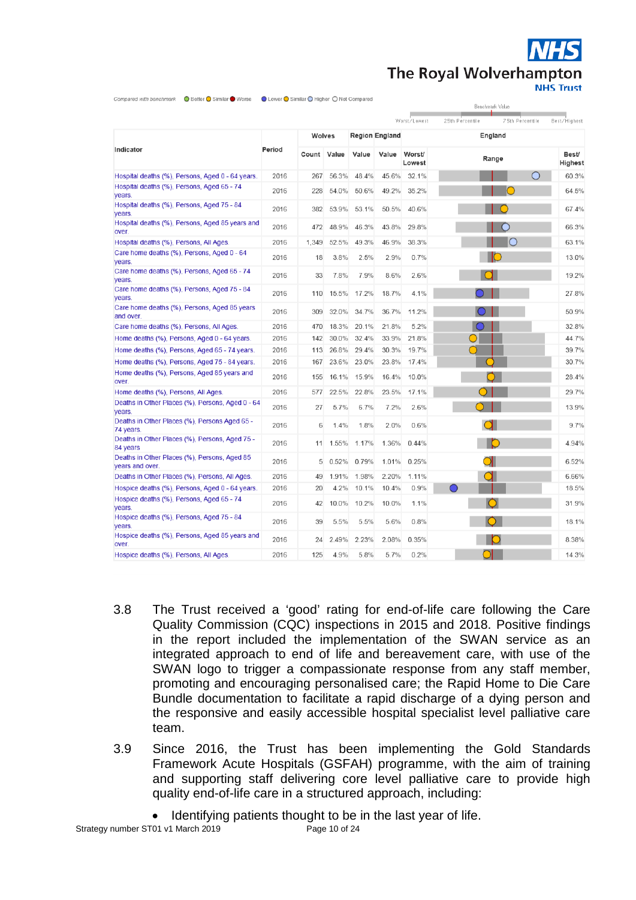Compared with benchmark: Better / Similar / Worse; Lower / Similar / Higher / Not Compared

| Indicator | Period | Wolves Count | Wolves Value | Region Value | England Value | England Worst/Lowest | Range | England Best/Highest |
|---|---|---|---|---|---|---|---|---|
| Hospital deaths (%), Persons, Aged 0 - 64 years. | 2016 | 267 | 56.3% | 48.4% | 45.6% | 32.1% | | 60.3% |
| Hospital deaths (%), Persons, Aged 65 - 74 years. | 2016 | 228 | 54.0% | 50.6% | 49.2% | 35.2% | | 64.5% |
| Hospital deaths (%), Persons, Aged 75 - 84 years. | 2016 | 382 | 53.9% | 53.1% | 50.5% | 40.6% | | 67.4% |
| Hospital deaths (%), Persons, Aged 85 years and over. | 2016 | 472 | 48.9% | 46.3% | 43.8% | 29.8% | | 66.3% |
| Hospital deaths (%), Persons, All Ages. | 2016 | 1,349 | 52.5% | 49.3% | 46.9% | 38.3% | | 63.1% |
| Care home deaths (%), Persons, Aged 0 - 64 years. | 2016 | 18 | 3.8% | 2.5% | 2.9% | 0.7% | | 13.0% |
| Care home deaths (%), Persons, Aged 65 - 74 years. | 2016 | 33 | 7.8% | 7.9% | 8.6% | 2.6% | | 19.2% |
| Care home deaths (%), Persons, Aged 75 - 84 years. | 2016 | 110 | 15.5% | 17.2% | 18.7% | 4.1% | | 27.8% |
| Care home deaths (%), Persons, Aged 85 years and over. | 2016 | 309 | 32.0% | 34.7% | 36.7% | 11.2% | | 50.9% |
| Care home deaths (%), Persons, All Ages. | 2016 | 470 | 18.3% | 20.1% | 21.8% | 5.2% | | 32.8% |
| Home deaths (%), Persons, Aged 0 - 64 years. | 2016 | 142 | 30.0% | 32.4% | 33.9% | 21.8% | | 44.7% |
| Home deaths (%), Persons, Aged 65 - 74 years. | 2016 | 113 | 26.8% | 29.4% | 30.3% | 19.7% | | 39.7% |
| Home deaths (%), Persons, Aged 75 - 84 years. | 2016 | 167 | 23.6% | 23.0% | 23.8% | 17.4% | | 30.7% |
| Home deaths (%), Persons, Aged 85 years and over. | 2016 | 155 | 16.1% | 15.9% | 16.4% | 10.0% | | 28.4% |
| Home deaths (%), Persons, All Ages. | 2016 | 577 | 22.5% | 22.8% | 23.5% | 17.1% | | 29.7% |
| Deaths in Other Places (%), Persons, Aged 0 - 64 years. | 2016 | 27 | 5.7% | 6.7% | 7.2% | 2.6% | | 13.9% |
| Deaths in Other Places (%), Persons Aged 65 - 74 years. | 2016 | 6 | 1.4% | 1.8% | 2.0% | 0.6% | | 9.7% |
| Deaths in Other Places (%), Persons, Aged 75 - 84 years. | 2016 | 11 | 1.55% | 1.17% | 1.36% | 0.44% | | 4.94% |
| Deaths in Other Places (%), Persons, Aged 85 years and over. | 2016 | 5 | 0.52% | 0.79% | 1.01% | 0.25% | | 6.52% |
| Deaths in Other Places (%), Persons, All Ages. | 2016 | 49 | 1.91% | 1.98% | 2.20% | 1.11% | | 6.66% |
| Hospice deaths (%), Persons, Aged 0 - 64 years. | 2016 | 20 | 4.2% | 10.1% | 10.4% | 0.9% | | 18.5% |
| Hospice deaths (%), Persons, Aged 65 - 74 years. | 2016 | 42 | 10.0% | 10.2% | 10.0% | 1.1% | | 31.9% |
| Hospice deaths (%), Persons, Aged 75 - 84 years. | 2016 | 39 | 5.5% | 5.5% | 5.6% | 0.8% | | 18.1% |
| Hospice deaths (%), Persons, Aged 85 years and over. | 2016 | 24 | 2.49% | 2.23% | 2.08% | 0.35% | | 8.38% |
| Hospice deaths (%), Persons, All Ages. | 2016 | 125 | 4.9% | 5.8% | 5.7% | 0.2% | | 14.3% |

3.8 The Trust received a ‘good’ rating for end-of-life care following the Care Quality Commission (CQC) inspections in 2015 and 2018. Positive findings in the report included the implementation of the SWAN service as an integrated approach to end of life and bereavement care, with use of the SWAN logo to trigger a compassionate response from any staff member, promoting and encouraging personalised care; the Rapid Home to Die Care Bundle documentation to facilitate a rapid discharge of a dying person and the responsive and easily accessible hospital specialist level palliative care team.

3.9 Since 2016, the Trust has been implementing the Gold Standards Framework Acute Hospitals (GSFAH) programme, with the aim of training and supporting staff delivering core level palliative care to provide high quality end-of-life care in a structured approach, including:

- Identifying patients thought to be in the last year of life.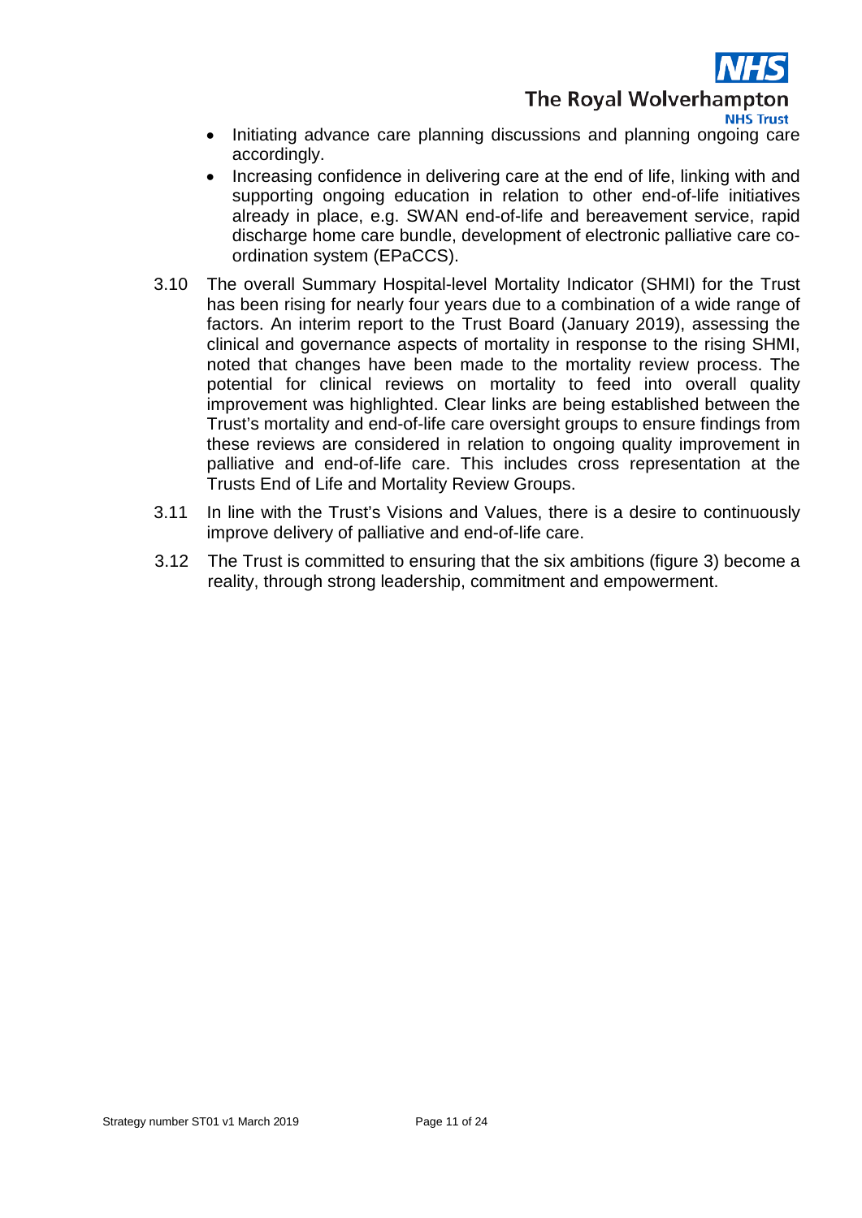- Initiating advance care planning discussions and planning ongoing care accordingly.
- Increasing confidence in delivering care at the end of life, linking with and supporting ongoing education in relation to other end-of-life initiatives already in place, e.g. SWAN end-of-life and bereavement service, rapid discharge home care bundle, development of electronic palliative care co-ordination system (EPaCCS).

3.10 The overall Summary Hospital-level Mortality Indicator (SHMI) for the Trust has been rising for nearly four years due to a combination of a wide range of factors. An interim report to the Trust Board (January 2019), assessing the clinical and governance aspects of mortality in response to the rising SHMI, noted that changes have been made to the mortality review process. The potential for clinical reviews on mortality to feed into overall quality improvement was highlighted. Clear links are being established between the Trust's mortality and end-of-life care oversight groups to ensure findings from these reviews are considered in relation to ongoing quality improvement in palliative and end-of-life care. This includes cross representation at the Trusts End of Life and Mortality Review Groups.

3.11 In line with the Trust's Visions and Values, there is a desire to continuously improve delivery of palliative and end-of-life care.

3.12 The Trust is committed to ensuring that the six ambitions (figure 3) become a reality, through strong leadership, commitment and empowerment.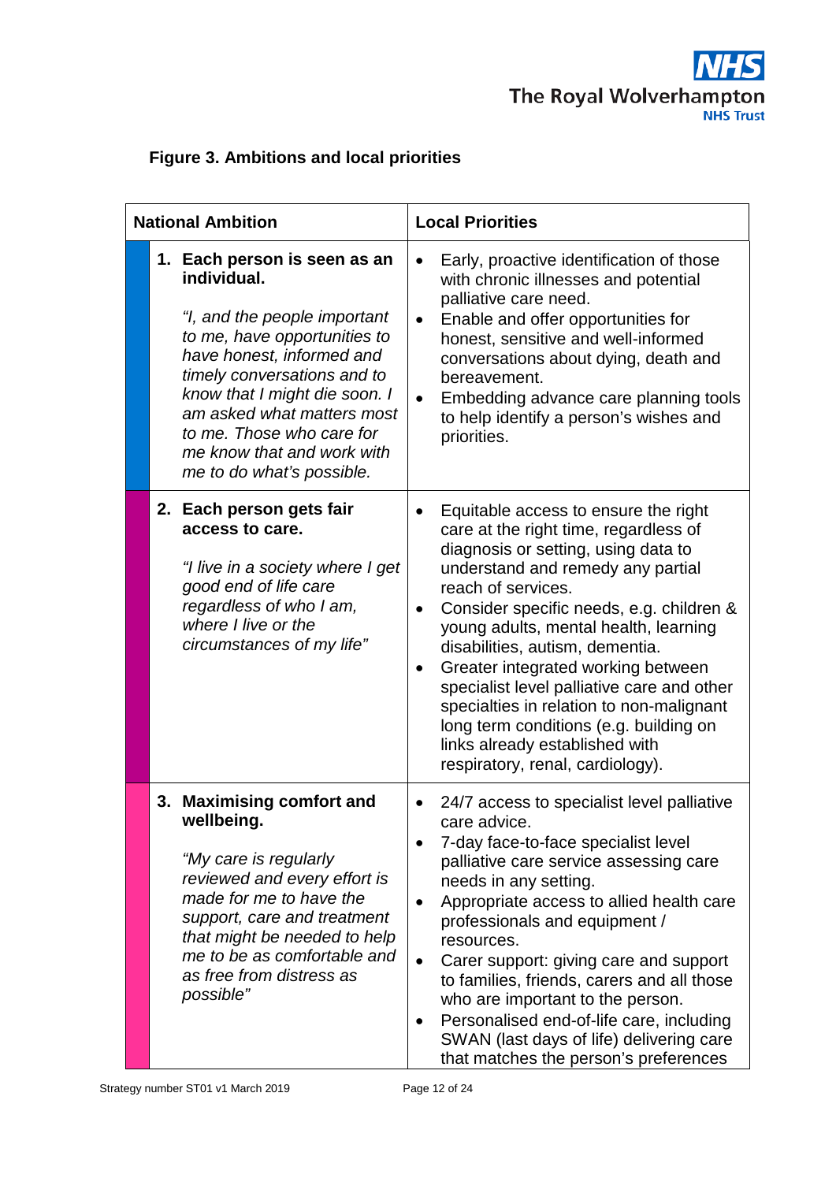**Figure 3. Ambitions and local priorities**

| National Ambition | Local Priorities |
|---|---|
| **1. Each person is seen as an individual.**<br><br>*"I, and the people important to me, have opportunities to have honest, informed and timely conversations and to know that I might die soon. I am asked what matters most to me. Those who care for me know that and work with me to do what's possible.* | • Early, proactive identification of those with chronic illnesses and potential palliative care need.<br>• Enable and offer opportunities for honest, sensitive and well-informed conversations about dying, death and bereavement.<br>• Embedding advance care planning tools to help identify a person's wishes and priorities. |
| **2. Each person gets fair access to care.**<br><br>*"I live in a society where I get good end of life care regardless of who I am, where I live or the circumstances of my life"* | • Equitable access to ensure the right care at the right time, regardless of diagnosis or setting, using data to understand and remedy any partial reach of services.<br>• Consider specific needs, e.g. children & young adults, mental health, learning disabilities, autism, dementia.<br>• Greater integrated working between specialist level palliative care and other specialties in relation to non-malignant long term conditions (e.g. building on links already established with respiratory, renal, cardiology). |
| **3. Maximising comfort and wellbeing.**<br><br>*"My care is regularly reviewed and every effort is made for me to have the support, care and treatment that might be needed to help me to be as comfortable and as free from distress as possible"* | • 24/7 access to specialist level palliative care advice.<br>• 7-day face-to-face specialist level palliative care service assessing care needs in any setting.<br>• Appropriate access to allied health care professionals and equipment / resources.<br>• Carer support: giving care and support to families, friends, carers and all those who are important to the person.<br>• Personalised end-of-life care, including SWAN (last days of life) delivering care that matches the person's preferences |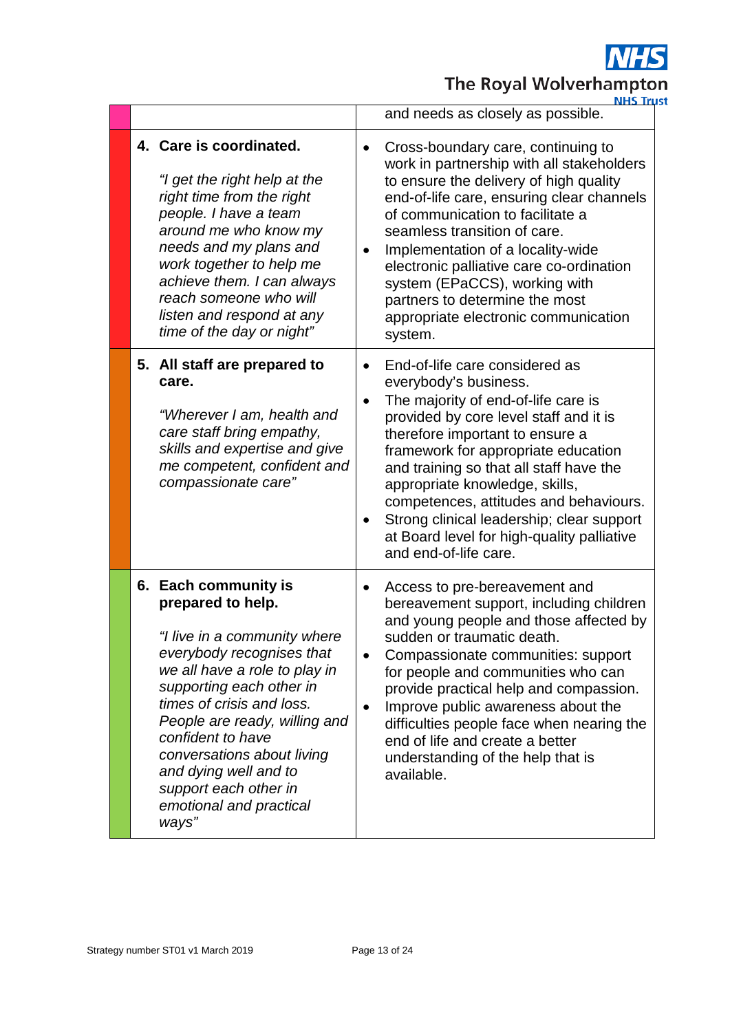| | |
|---|---|
| | and needs as closely as possible. |
| **4. Care is coordinated.**<br><br>*"I get the right help at the right time from the right people. I have a team around me who know my needs and my plans and work together to help me achieve them. I can always reach someone who will listen and respond at any time of the day or night"* | • Cross-boundary care, continuing to work in partnership with all stakeholders to ensure the delivery of high quality end-of-life care, ensuring clear channels of communication to facilitate a seamless transition of care.<br>• Implementation of a locality-wide electronic palliative care co-ordination system (EPaCCS), working with partners to determine the most appropriate electronic communication system. |
| **5. All staff are prepared to care.**<br><br>*"Wherever I am, health and care staff bring empathy, skills and expertise and give me competent, confident and compassionate care"* | • End-of-life care considered as everybody's business.<br>• The majority of end-of-life care is provided by core level staff and it is therefore important to ensure a framework for appropriate education and training so that all staff have the appropriate knowledge, skills, competences, attitudes and behaviours.<br>• Strong clinical leadership; clear support at Board level for high-quality palliative and end-of-life care. |
| **6. Each community is prepared to help.**<br><br>*"I live in a community where everybody recognises that we all have a role to play in supporting each other in times of crisis and loss. People are ready, willing and confident to have conversations about living and dying well and to support each other in emotional and practical ways"* | • Access to pre-bereavement and bereavement support, including children and young people and those affected by sudden or traumatic death.<br>• Compassionate communities: support for people and communities who can provide practical help and compassion.<br>• Improve public awareness about the difficulties people face when nearing the end of life and create a better understanding of the help that is available. |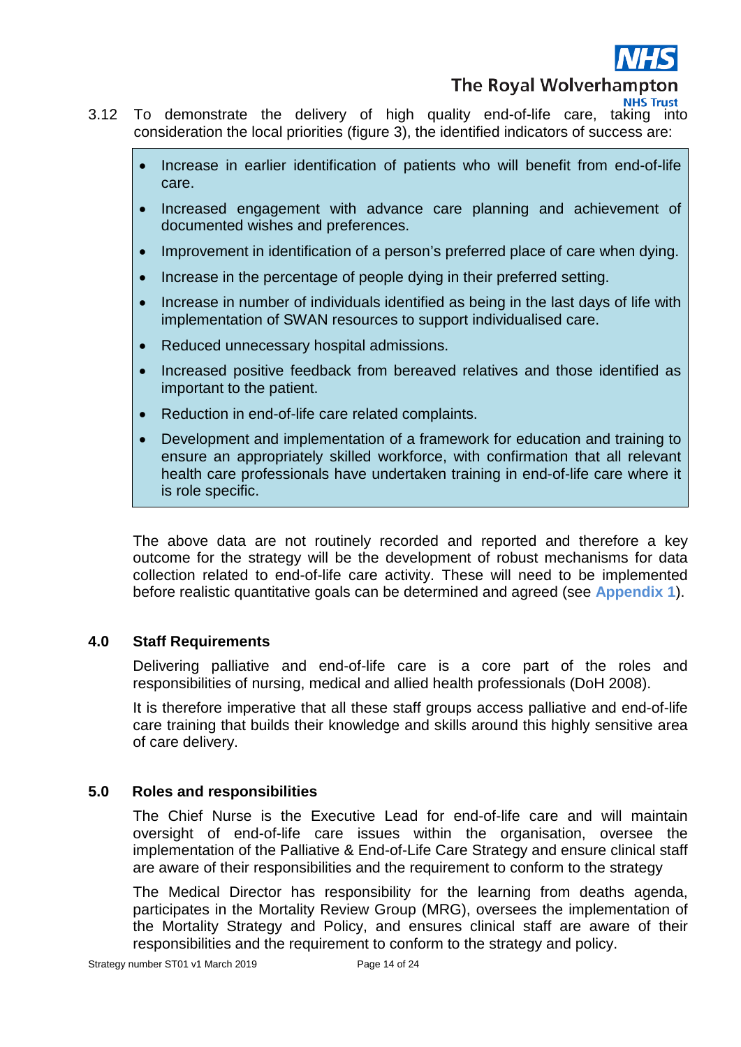3.12 To demonstrate the delivery of high quality end-of-life care, taking into consideration the local priorities (figure 3), the identified indicators of success are:

- Increase in earlier identification of patients who will benefit from end-of-life care.
- Increased engagement with advance care planning and achievement of documented wishes and preferences.
- Improvement in identification of a person's preferred place of care when dying.
- Increase in the percentage of people dying in their preferred setting.
- Increase in number of individuals identified as being in the last days of life with implementation of SWAN resources to support individualised care.
- Reduced unnecessary hospital admissions.
- Increased positive feedback from bereaved relatives and those identified as important to the patient.
- Reduction in end-of-life care related complaints.
- Development and implementation of a framework for education and training to ensure an appropriately skilled workforce, with confirmation that all relevant health care professionals have undertaken training in end-of-life care where it is role specific.

The above data are not routinely recorded and reported and therefore a key outcome for the strategy will be the development of robust mechanisms for data collection related to end-of-life care activity. These will need to be implemented before realistic quantitative goals can be determined and agreed (see **Appendix 1**).

## 4.0 Staff Requirements

Delivering palliative and end-of-life care is a core part of the roles and responsibilities of nursing, medical and allied health professionals (DoH 2008).

It is therefore imperative that all these staff groups access palliative and end-of-life care training that builds their knowledge and skills around this highly sensitive area of care delivery.

## 5.0 Roles and responsibilities

The Chief Nurse is the Executive Lead for end-of-life care and will maintain oversight of end-of-life care issues within the organisation, oversee the implementation of the Palliative & End-of-Life Care Strategy and ensure clinical staff are aware of their responsibilities and the requirement to conform to the strategy

The Medical Director has responsibility for the learning from deaths agenda, participates in the Mortality Review Group (MRG), oversees the implementation of the Mortality Strategy and Policy, and ensures clinical staff are aware of their responsibilities and the requirement to conform to the strategy and policy.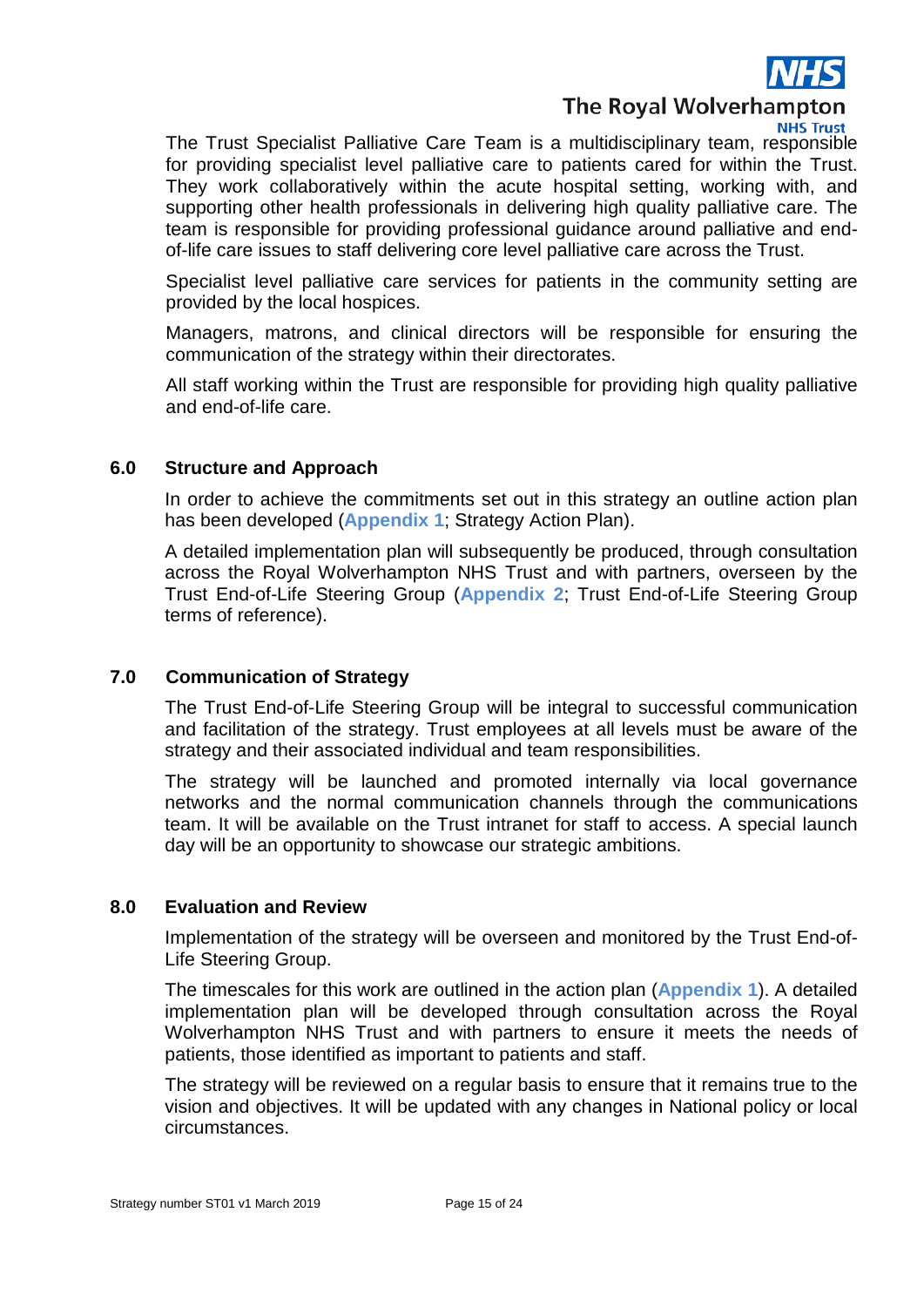The Trust Specialist Palliative Care Team is a multidisciplinary team, responsible for providing specialist level palliative care to patients cared for within the Trust. They work collaboratively within the acute hospital setting, working with, and supporting other health professionals in delivering high quality palliative care. The team is responsible for providing professional guidance around palliative and end-of-life care issues to staff delivering core level palliative care across the Trust.

Specialist level palliative care services for patients in the community setting are provided by the local hospices.

Managers, matrons, and clinical directors will be responsible for ensuring the communication of the strategy within their directorates.

All staff working within the Trust are responsible for providing high quality palliative and end-of-life care.

## 6.0 Structure and Approach

In order to achieve the commitments set out in this strategy an outline action plan has been developed (**Appendix 1**; Strategy Action Plan).

A detailed implementation plan will subsequently be produced, through consultation across the Royal Wolverhampton NHS Trust and with partners, overseen by the Trust End-of-Life Steering Group (**Appendix 2**; Trust End-of-Life Steering Group terms of reference).

## 7.0 Communication of Strategy

The Trust End-of-Life Steering Group will be integral to successful communication and facilitation of the strategy. Trust employees at all levels must be aware of the strategy and their associated individual and team responsibilities.

The strategy will be launched and promoted internally via local governance networks and the normal communication channels through the communications team. It will be available on the Trust intranet for staff to access. A special launch day will be an opportunity to showcase our strategic ambitions.

## 8.0 Evaluation and Review

Implementation of the strategy will be overseen and monitored by the Trust End-of-Life Steering Group.

The timescales for this work are outlined in the action plan (**Appendix 1**). A detailed implementation plan will be developed through consultation across the Royal Wolverhampton NHS Trust and with partners to ensure it meets the needs of patients, those identified as important to patients and staff.

The strategy will be reviewed on a regular basis to ensure that it remains true to the vision and objectives. It will be updated with any changes in National policy or local circumstances.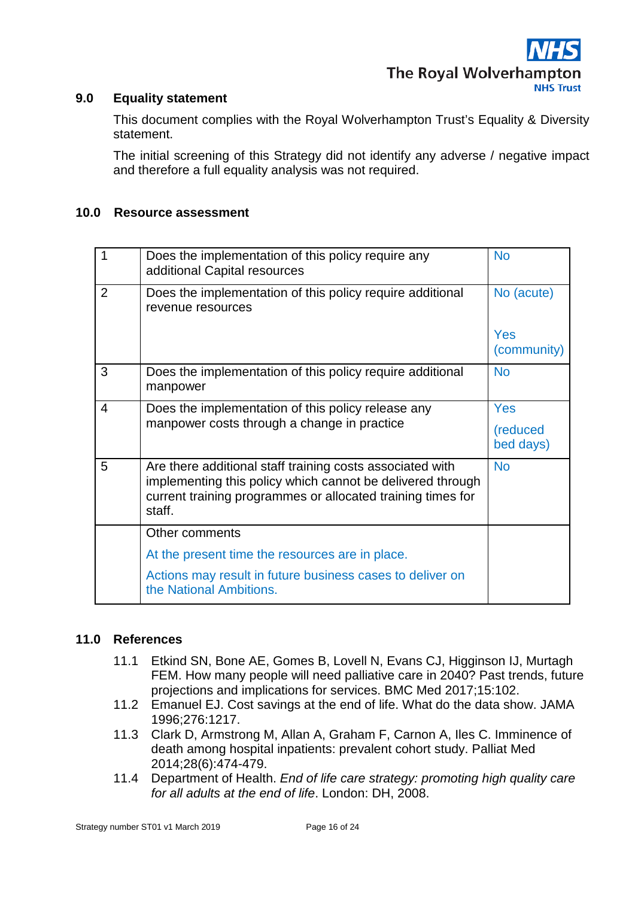## 9.0 Equality statement

This document complies with the Royal Wolverhampton Trust's Equality & Diversity statement.

The initial screening of this Strategy did not identify any adverse / negative impact and therefore a full equality analysis was not required.

## 10.0 Resource assessment

| | | |
|---|---|---|
| 1 | Does the implementation of this policy require any additional Capital resources | No |
| 2 | Does the implementation of this policy require additional revenue resources | No (acute)<br><br>Yes (community) |
| 3 | Does the implementation of this policy require additional manpower | No |
| 4 | Does the implementation of this policy release any manpower costs through a change in practice | Yes<br><br>(reduced bed days) |
| 5 | Are there additional staff training costs associated with implementing this policy which cannot be delivered through current training programmes or allocated training times for staff. | No |
| | Other comments<br><br>At the present time the resources are in place.<br><br>Actions may result in future business cases to deliver on the National Ambitions. | |

## 11.0 References

11.1 Etkind SN, Bone AE, Gomes B, Lovell N, Evans CJ, Higginson IJ, Murtagh FEM. How many people will need palliative care in 2040? Past trends, future projections and implications for services. BMC Med 2017;15:102.

11.2 Emanuel EJ. Cost savings at the end of life. What do the data show. JAMA 1996;276:1217.

11.3 Clark D, Armstrong M, Allan A, Graham F, Carnon A, Iles C. Imminence of death among hospital inpatients: prevalent cohort study. Palliat Med 2014;28(6):474-479.

11.4 Department of Health. *End of life care strategy: promoting high quality care for all adults at the end of life*. London: DH, 2008.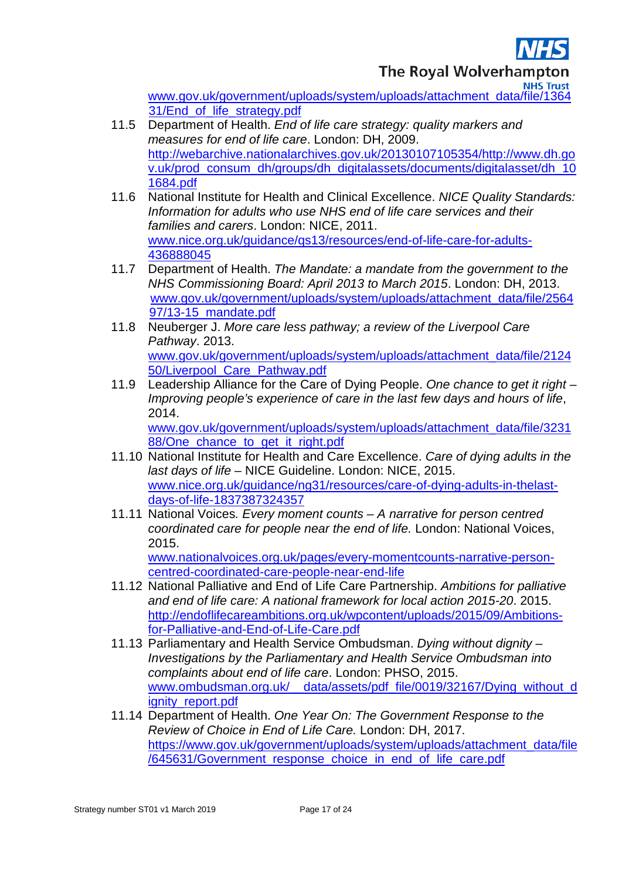www.gov.uk/government/uploads/system/uploads/attachment_data/file/136431/End_of_life_strategy.pdf

11.5 Department of Health. *End of life care strategy: quality markers and measures for end of life care*. London: DH, 2009. http://webarchive.nationalarchives.gov.uk/20130107105354/http://www.dh.gov.uk/prod_consum_dh/groups/dh_digitalassets/documents/digitalasset/dh_101684.pdf

11.6 National Institute for Health and Clinical Excellence. *NICE Quality Standards: Information for adults who use NHS end of life care services and their families and carers*. London: NICE, 2011. www.nice.org.uk/guidance/qs13/resources/end-of-life-care-for-adults-436888045

11.7 Department of Health. *The Mandate: a mandate from the government to the NHS Commissioning Board: April 2013 to March 2015*. London: DH, 2013. www.gov.uk/government/uploads/system/uploads/attachment_data/file/256497/13-15_mandate.pdf

11.8 Neuberger J. *More care less pathway; a review of the Liverpool Care Pathway*. 2013. www.gov.uk/government/uploads/system/uploads/attachment_data/file/212450/Liverpool_Care_Pathway.pdf

11.9 Leadership Alliance for the Care of Dying People. *One chance to get it right – Improving people's experience of care in the last few days and hours of life*, 2014. www.gov.uk/government/uploads/system/uploads/attachment_data/file/323188/One_chance_to_get_it_right.pdf

11.10 National Institute for Health and Care Excellence. *Care of dying adults in the last days of life* – NICE Guideline. London: NICE, 2015. www.nice.org.uk/guidance/ng31/resources/care-of-dying-adults-in-thelast-days-of-life-1837387324357

11.11 National Voices*. Every moment counts – A narrative for person centred coordinated care for people near the end of life.* London: National Voices, 2015. www.nationalvoices.org.uk/pages/every-momentcounts-narrative-person-centred-coordinated-care-people-near-end-life

11.12 National Palliative and End of Life Care Partnership. *Ambitions for palliative and end of life care: A national framework for local action 2015-20*. 2015. http://endoflifecareambitions.org.uk/wpcontent/uploads/2015/09/Ambitions-for-Palliative-and-End-of-Life-Care.pdf

11.13 Parliamentary and Health Service Ombudsman. *Dying without dignity – Investigations by the Parliamentary and Health Service Ombudsman into complaints about end of life care*. London: PHSO, 2015. www.ombudsman.org.uk/__data/assets/pdf_file/0019/32167/Dying_without_dignity_report.pdf

11.14 Department of Health. *One Year On: The Government Response to the Review of Choice in End of Life Care.* London: DH, 2017. https://www.gov.uk/government/uploads/system/uploads/attachment_data/file/645631/Government_response_choice_in_end_of_life_care.pdf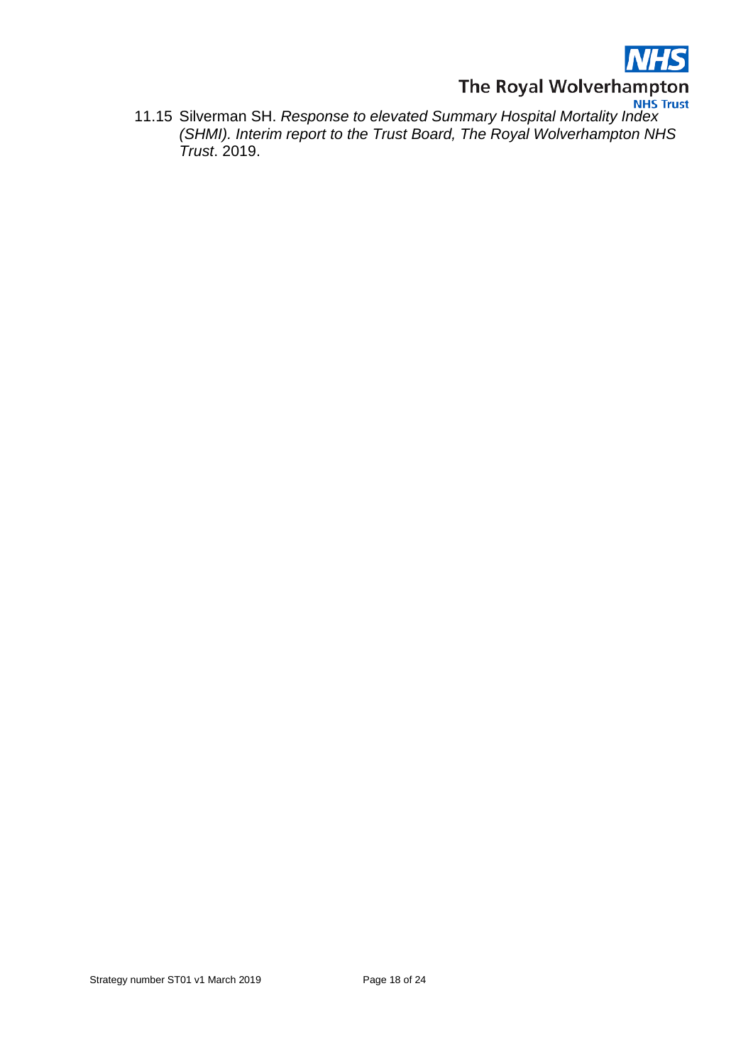11.15 Silverman SH. *Response to elevated Summary Hospital Mortality Index (SHMI). Interim report to the Trust Board, The Royal Wolverhampton NHS Trust*. 2019.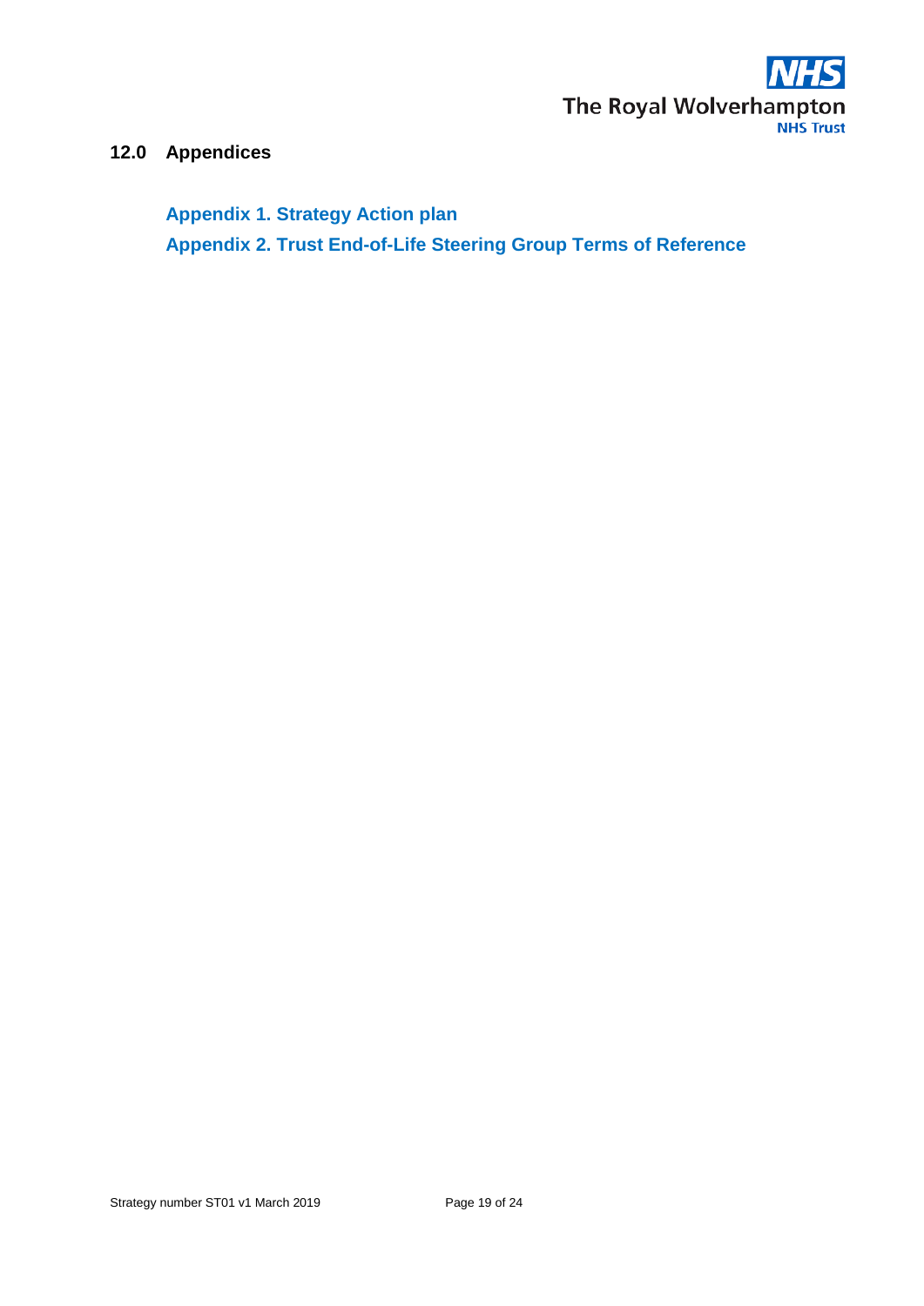## 12.0 Appendices

**Appendix 1. Strategy Action plan**

**Appendix 2. Trust End-of-Life Steering Group Terms of Reference**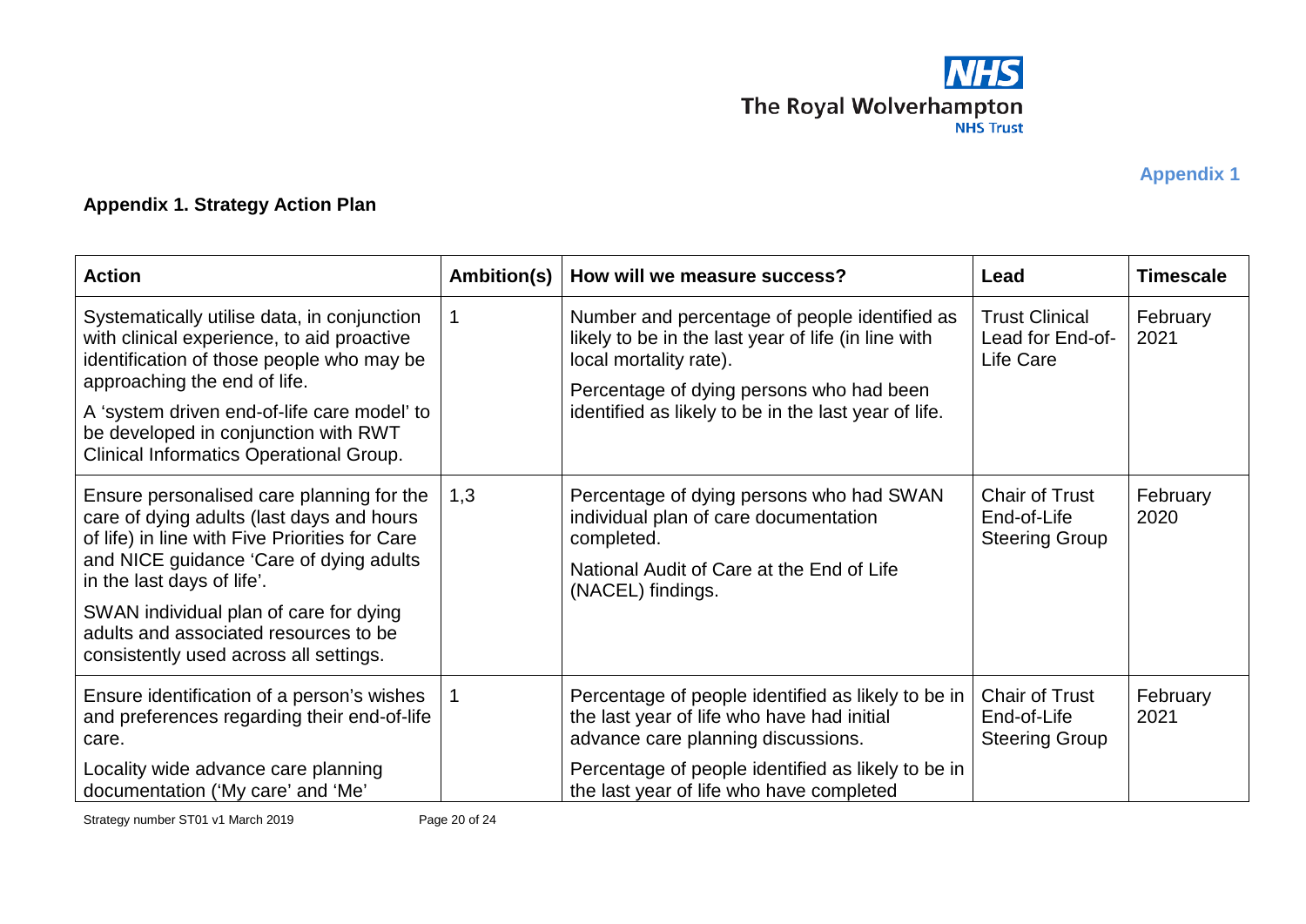Appendix 1

## Appendix 1. Strategy Action Plan

| Action | Ambition(s) | How will we measure success? | Lead | Timescale |
|---|---|---|---|---|
| Systematically utilise data, in conjunction with clinical experience, to aid proactive identification of those people who may be approaching the end of life.<br><br>A 'system driven end-of-life care model' to be developed in conjunction with RWT Clinical Informatics Operational Group. | 1 | Number and percentage of people identified as likely to be in the last year of life (in line with local mortality rate).<br><br>Percentage of dying persons who had been identified as likely to be in the last year of life. | Trust Clinical Lead for End-of-Life Care | February 2021 |
| Ensure personalised care planning for the care of dying adults (last days and hours of life) in line with Five Priorities for Care and NICE guidance 'Care of dying adults in the last days of life'.<br><br>SWAN individual plan of care for dying adults and associated resources to be consistently used across all settings. | 1,3 | Percentage of dying persons who had SWAN individual plan of care documentation completed.<br><br>National Audit of Care at the End of Life (NACEL) findings. | Chair of Trust End-of-Life Steering Group | February 2020 |
| Ensure identification of a person's wishes and preferences regarding their end-of-life care.<br><br>Locality wide advance care planning documentation ('My care' and 'Me' | 1 | Percentage of people identified as likely to be in the last year of life who have had initial advance care planning discussions.<br><br>Percentage of people identified as likely to be in the last year of life who have completed | Chair of Trust End-of-Life Steering Group | February 2021 |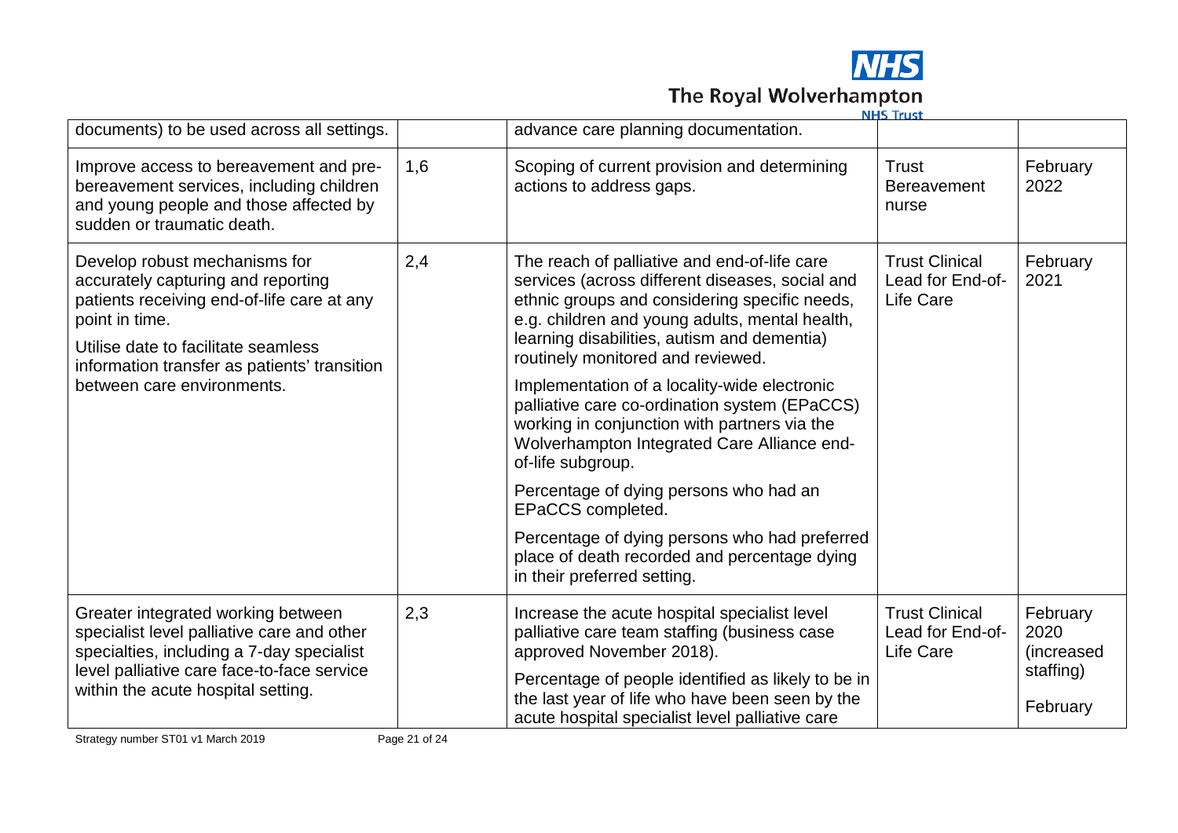| | | | | |
|---|---|---|---|---|
| documents) to be used across all settings. | | advance care planning documentation. | | |
| Improve access to bereavement and pre-bereavement services, including children and young people and those affected by sudden or traumatic death. | 1,6 | Scoping of current provision and determining actions to address gaps. | Trust Bereavement nurse | February 2022 |
| Develop robust mechanisms for accurately capturing and reporting patients receiving end-of-life care at any point in time.<br><br>Utilise date to facilitate seamless information transfer as patients' transition between care environments. | 2,4 | The reach of palliative and end-of-life care services (across different diseases, social and ethnic groups and considering specific needs, e.g. children and young adults, mental health, learning disabilities, autism and dementia) routinely monitored and reviewed.<br><br>Implementation of a locality-wide electronic palliative care co-ordination system (EPaCCS) working in conjunction with partners via the Wolverhampton Integrated Care Alliance end-of-life subgroup.<br><br>Percentage of dying persons who had an EPaCCS completed.<br><br>Percentage of dying persons who had preferred place of death recorded and percentage dying in their preferred setting. | Trust Clinical Lead for End-of-Life Care | February 2021 |
| Greater integrated working between specialist level palliative care and other specialties, including a 7-day specialist level palliative care face-to-face service within the acute hospital setting. | 2,3 | Increase the acute hospital specialist level palliative care team staffing (business case approved November 2018).<br><br>Percentage of people identified as likely to be in the last year of life who have been seen by the acute hospital specialist level palliative care | Trust Clinical Lead for End-of-Life Care | February 2020 (increased staffing)<br><br>February |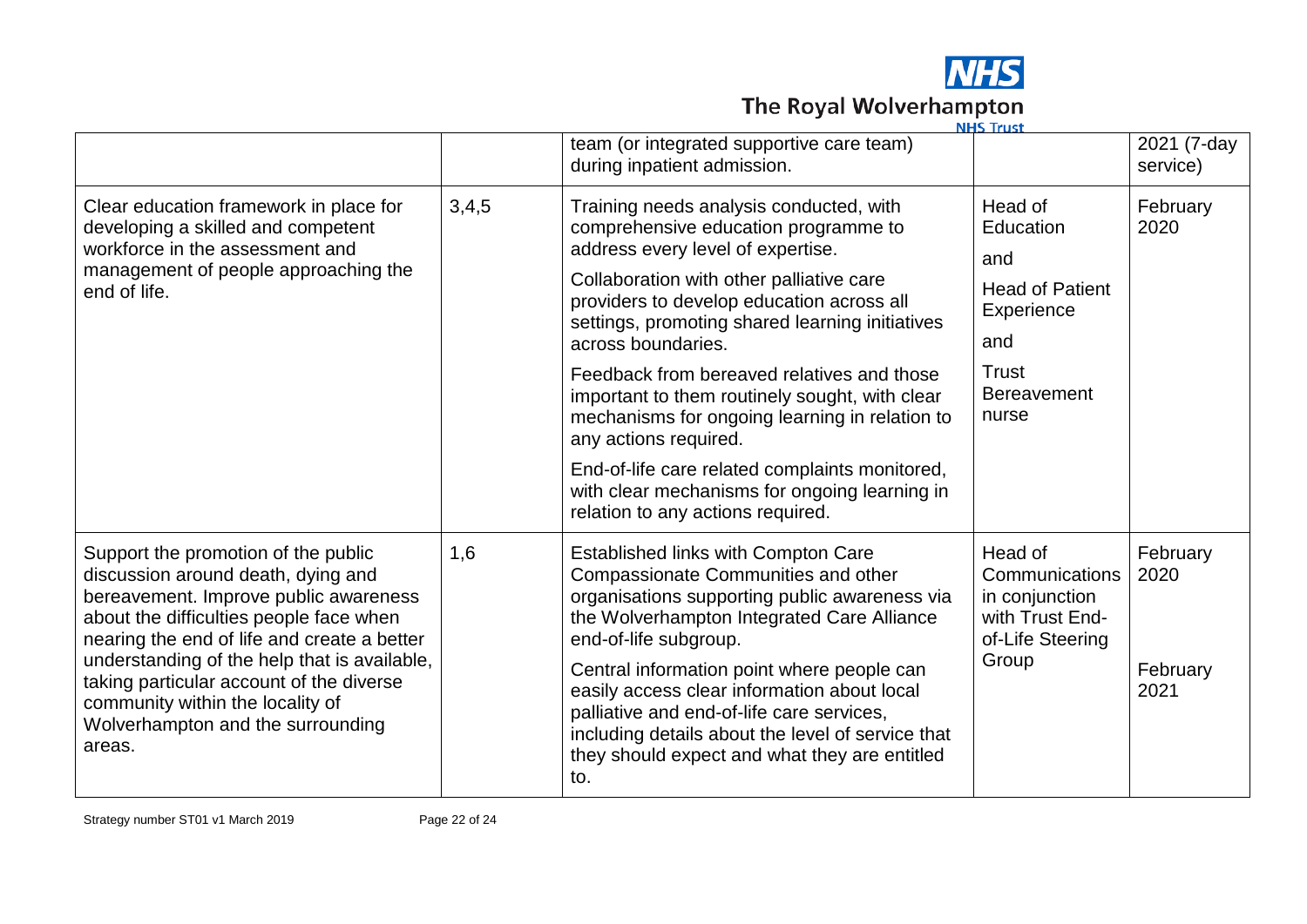| | | | | |
|---|---|---|---|---|
| | | team (or integrated supportive care team) during inpatient admission. | | 2021 (7-day service) |
| Clear education framework in place for developing a skilled and competent workforce in the assessment and management of people approaching the end of life. | 3,4,5 | Training needs analysis conducted, with comprehensive education programme to address every level of expertise.<br><br>Collaboration with other palliative care providers to develop education across all settings, promoting shared learning initiatives across boundaries.<br><br>Feedback from bereaved relatives and those important to them routinely sought, with clear mechanisms for ongoing learning in relation to any actions required.<br><br>End-of-life care related complaints monitored, with clear mechanisms for ongoing learning in relation to any actions required. | Head of Education<br><br>and<br><br>Head of Patient Experience<br><br>and<br><br>Trust Bereavement nurse | February 2020 |
| Support the promotion of the public discussion around death, dying and bereavement. Improve public awareness about the difficulties people face when nearing the end of life and create a better understanding of the help that is available, taking particular account of the diverse community within the locality of Wolverhampton and the surrounding areas. | 1,6 | Established links with Compton Care Compassionate Communities and other organisations supporting public awareness via the Wolverhampton Integrated Care Alliance end-of-life subgroup.<br><br>Central information point where people can easily access clear information about local palliative and end-of-life care services, including details about the level of service that they should expect and what they are entitled to. | Head of Communications in conjunction with Trust End-of-Life Steering Group | February 2020<br><br>February 2021 |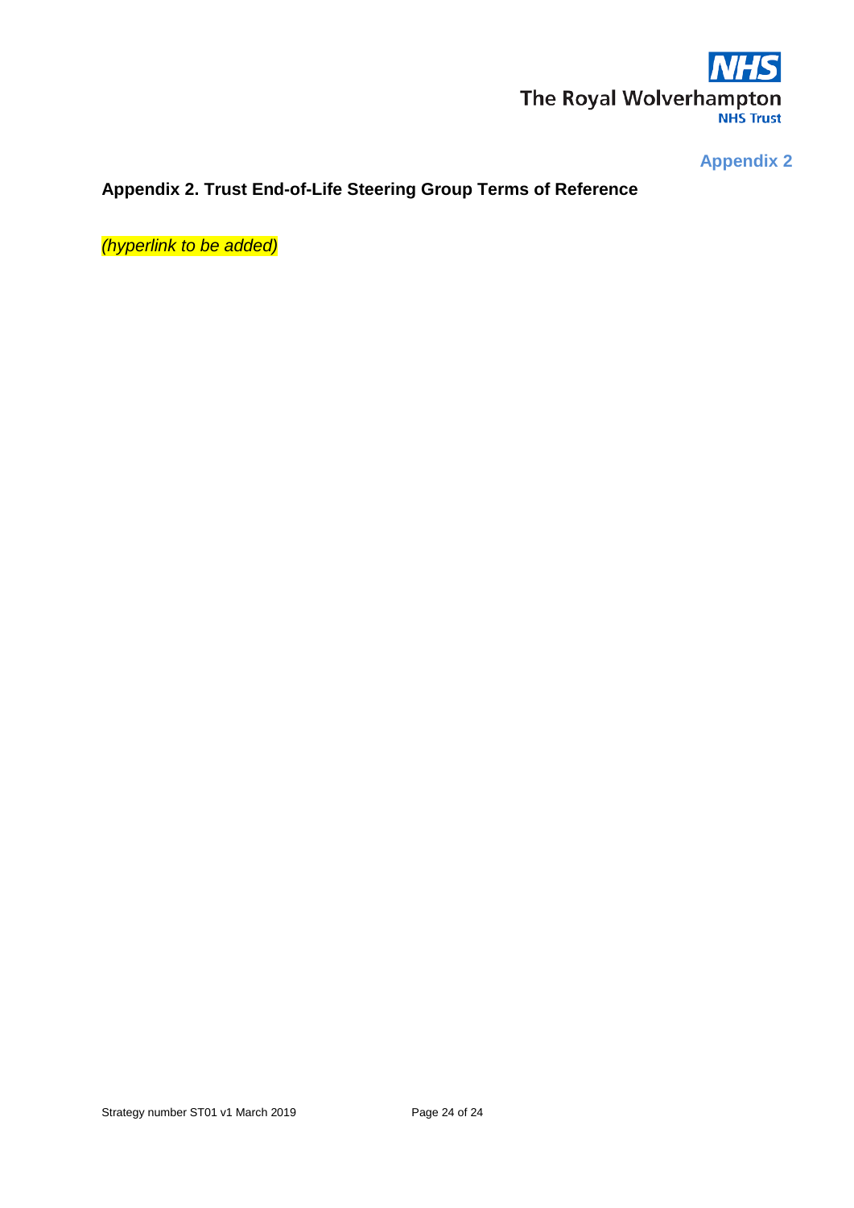Appendix 2

## Appendix 2. Trust End-of-Life Steering Group Terms of Reference

*(hyperlink to be added)*